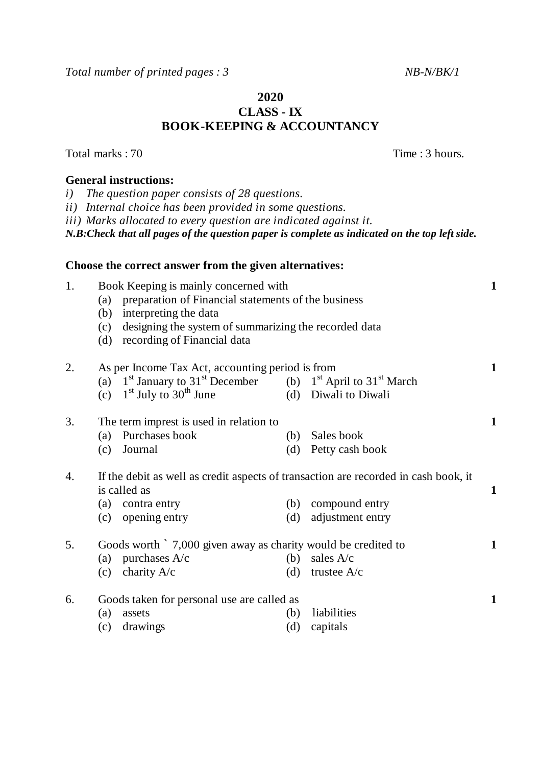*Total number of printed pages : 3* *NB-N/BK/1*

**2020**

**CLASS - IX**

**BOOK-KEEPING & ACCOUNTANCY**

Total marks : 70 Time : 3 hours.

**General instructions:**

*i) The question paper consists of 28 questions.*

*ii) Internal choice has been provided in some questions.*

*iii) Marks allocated to every question are indicated against it.*

***N.B:Check that all pages of the question paper is complete as indicated on the top left side.***

**Choose the correct answer from the given alternatives:**

1. Book Keeping is mainly concerned with **1**
   (a) preparation of Financial statements of the business
   (b) interpreting the data
   (c) designing the system of summarizing the recorded data
   (d) recording of Financial data

2. As per Income Tax Act, accounting period is from **1**
   (a) 1st January to 31st December (b) 1st April to 31st March
   (c) 1st July to 30th June (d) Diwali to Diwali

3. The term imprest is used in relation to **1**
   (a) Purchases book (b) Sales book
   (c) Journal (d) Petty cash book

4. If the debit as well as credit aspects of transaction are recorded in cash book, it is called as **1**
   (a) contra entry (b) compound entry
   (c) opening entry (d) adjustment entry

5. Goods worth ` 7,000 given away as charity would be credited to **1**
   (a) purchases A/c (b) sales A/c
   (c) charity A/c (d) trustee A/c

6. Goods taken for personal use are called as **1**
   (a) assets (b) liabilities
   (c) drawings (d) capitals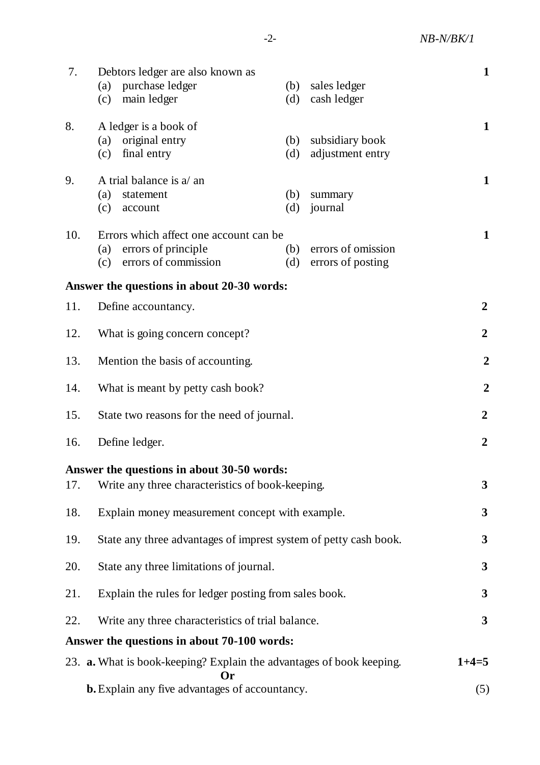7. Debtors ledger are also known as **1**
   (a) purchase ledger (b) sales ledger
   (c) main ledger (d) cash ledger

8. A ledger is a book of **1**
   (a) original entry (b) subsidiary book
   (c) final entry (d) adjustment entry

9. A trial balance is a/ an **1**
   (a) statement (b) summary
   (c) account (d) journal

10. Errors which affect one account can be **1**
    (a) errors of principle (b) errors of omission
    (c) errors of commission (d) errors of posting

**Answer the questions in about 20-30 words:**

11. Define accountancy. **2**

12. What is going concern concept? **2**

13. Mention the basis of accounting. **2**

14. What is meant by petty cash book? **2**

15. State two reasons for the need of journal. **2**

16. Define ledger. **2**

**Answer the questions in about 30-50 words:**

17. Write any three characteristics of book-keeping. **3**

18. Explain money measurement concept with example. **3**

19. State any three advantages of imprest system of petty cash book. **3**

20. State any three limitations of journal. **3**

21. Explain the rules for ledger posting from sales book. **3**

22. Write any three characteristics of trial balance. **3**

**Answer the questions in about 70-100 words:**

23. **a.** What is book-keeping? Explain the advantages of book keeping. **1+4=5**

**Or**

**b.** Explain any five advantages of accountancy. (5)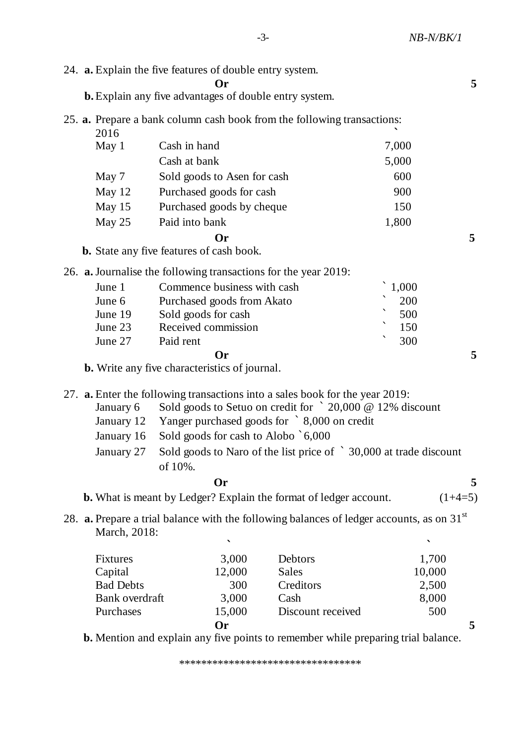24. **a.** Explain the five features of double entry system.

**Or** **5**

**b.** Explain any five advantages of double entry system.

25. **a.** Prepare a bank column cash book from the following transactions:

| 2016 | | ` |
|---|---|---|
| May 1 | Cash in hand | 7,000 |
| | Cash at bank | 5,000 |
| May 7 | Sold goods to Asen for cash | 600 |
| May 12 | Purchased goods for cash | 900 |
| May 15 | Purchased goods by cheque | 150 |
| May 25 | Paid into bank | 1,800 |

**Or** **5**

**b.** State any five features of cash book.

26. **a.** Journalise the following transactions for the year 2019:

| | | |
|---|---|---|
| June 1 | Commence business with cash | ` 1,000 |
| June 6 | Purchased goods from Akato | ` 200 |
| June 19 | Sold goods for cash | ` 500 |
| June 23 | Received commission | ` 150 |
| June 27 | Paid rent | ` 300 |

**Or** **5**

**b.** Write any five characteristics of journal.

27. **a.** Enter the following transactions into a sales book for the year 2019:

| | |
|---|---|
| January 6 | Sold goods to Setuo on credit for ` 20,000 @ 12% discount |
| January 12 | Yanger purchased goods for ` 8,000 on credit |
| January 16 | Sold goods for cash to Alobo ` 6,000 |
| January 27 | Sold goods to Naro of the list price of ` 30,000 at trade discount of 10%. |

**Or** **5**

**b.** What is meant by Ledger? Explain the format of ledger account. (1+4=5)

28. **a.** Prepare a trial balance with the following balances of ledger accounts, as on 31st March, 2018:

| | ` | | ` |
|---|---|---|---|
| Fixtures | 3,000 | Debtors | 1,700 |
| Capital | 12,000 | Sales | 10,000 |
| Bad Debts | 300 | Creditors | 2,500 |
| Bank overdraft | 3,000 | Cash | 8,000 |
| Purchases | 15,000 | Discount received | 500 |

**Or** **5**

**b.** Mention and explain any five points to remember while preparing trial balance.

\*\*\*\*\*\*\*\*\*\*\*\*\*\*\*\*\*\*\*\*\*\*\*\*\*\*\*\*\*\*\*\*